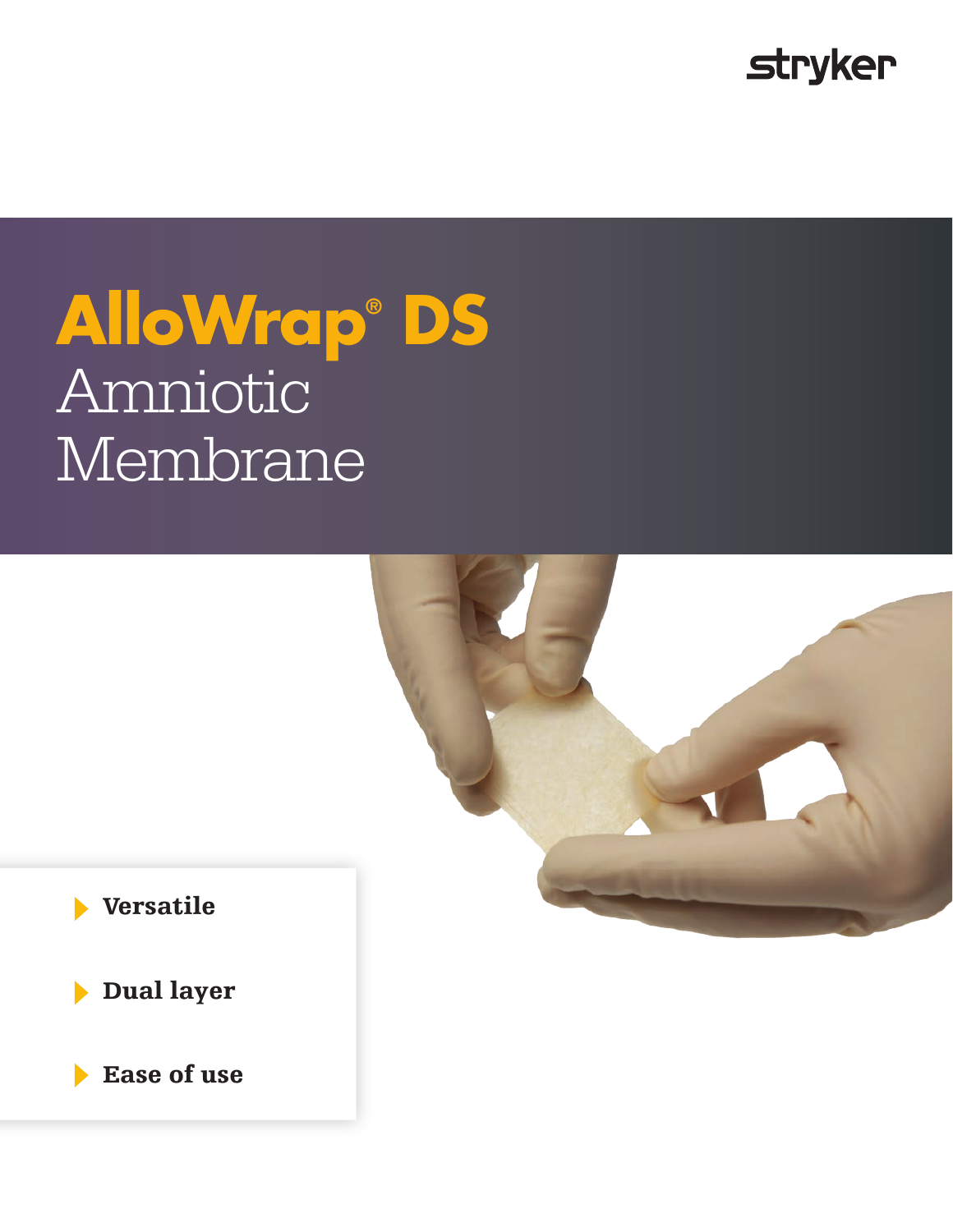stryker

# AlloWrap® DS Amniotic Membrane

- Versatile
- Dual layer
- Ease of use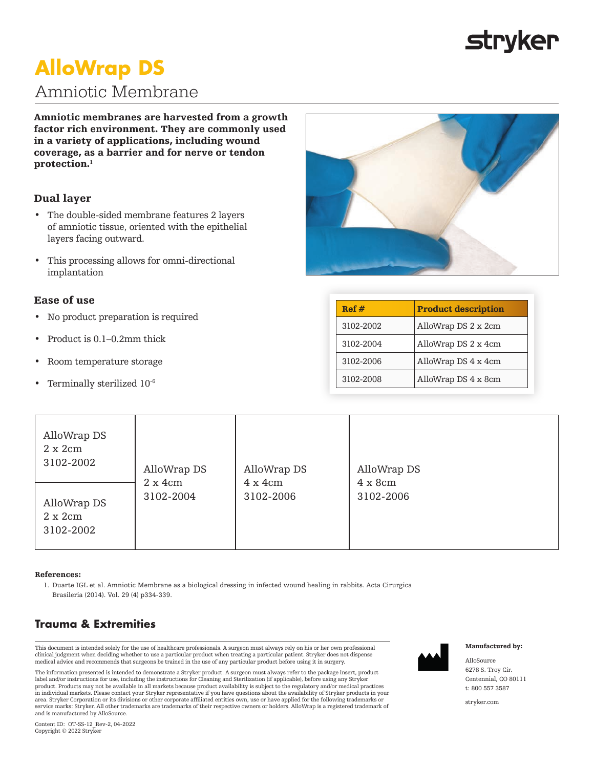# AlloWrap DS

## Amniotic Membrane

**Amniotic membranes are harvested from a growth factor rich environment. They are commonly used in a variety of applications, including wound coverage, as a barrier and for nerve or tendon protection.[1]**

### Dual layer

- The double-sided membrane features 2 layers of amniotic tissue, oriented with the epithelial layers facing outward.
- This processing allows for omni-directional implantation

### Ease of use

- No product preparation is required
- Product is 0.1–0.2mm thick
- Room temperature storage
- Terminally sterilized $10^{-6}$

| Ref # | Product description |
|---|---|
| 3102-2002 | AlloWrap DS 2 x 2cm |
| 3102-2004 | AlloWrap DS 2 x 4cm |
| 3102-2006 | AlloWrap DS 4 x 4cm |
| 3102-2008 | AlloWrap DS 4 x 8cm |

| | | | |
|---|---|---|---|
| AlloWrap DS 2 x 2cm 3102-2002 | AlloWrap DS 2 x 4cm 3102-2004 | AlloWrap DS 4 x 4cm 3102-2006 | AlloWrap DS 4 x 8cm 3102-2006 |
| AlloWrap DS 2 x 2cm 3102-2002 | | | |

**References:**

1. Duarte IGL et al. Amniotic Membrane as a biological dressing in infected wound healing in rabbits. Acta Cirurgica Brasileria (2014). Vol. 29 (4) p334-339.

## Trauma & Extremities

This document is intended solely for the use of healthcare professionals. A surgeon must always rely on his or her own professional clinical judgment when deciding whether to use a particular product when treating a particular patient. Stryker does not dispense medical advice and recommends that surgeons be trained in the use of any particular product before using it in surgery.

The information presented is intended to demonstrate a Stryker product. A surgeon must always refer to the package insert, product label and/or instructions for use, including the instructions for Cleaning and Sterilization (if applicable), before using any Stryker product. Products may not be available in all markets because product availability is subject to the regulatory and/or medical practices in individual markets. Please contact your Stryker representative if you have questions about the availability of Stryker products in your area. Stryker Corporation or its divisions or other corporate affiliated entities own, use or have applied for the following trademarks or service marks: Stryker. All other trademarks are trademarks of their respective owners or holders. AlloWrap is a registered trademark of and is manufactured by AlloSource.

Content ID: OT-SS-12_Rev-2, 04-2022
Copyright © 2022 Stryker

**Manufactured by:**

AlloSource
6278 S. Troy Cir.
Centennial, CO 80111
t: 800 557 3587

stryker.com